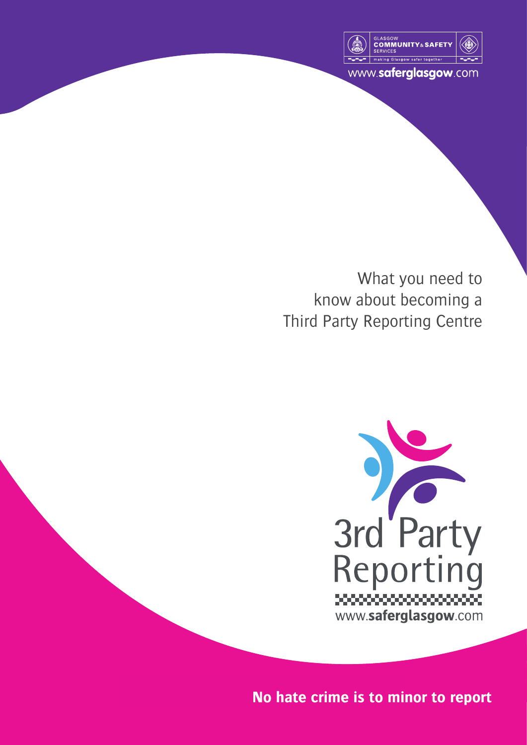GLASGOW COMMUNITY & SAFETY SERVICES

making Glasgow safer together

www.saferglasgow.com

# What you need to know about becoming a Third Party Reporting Centre

3rd Party Reporting

www.saferglasgow.com

**No hate crime is to minor to report**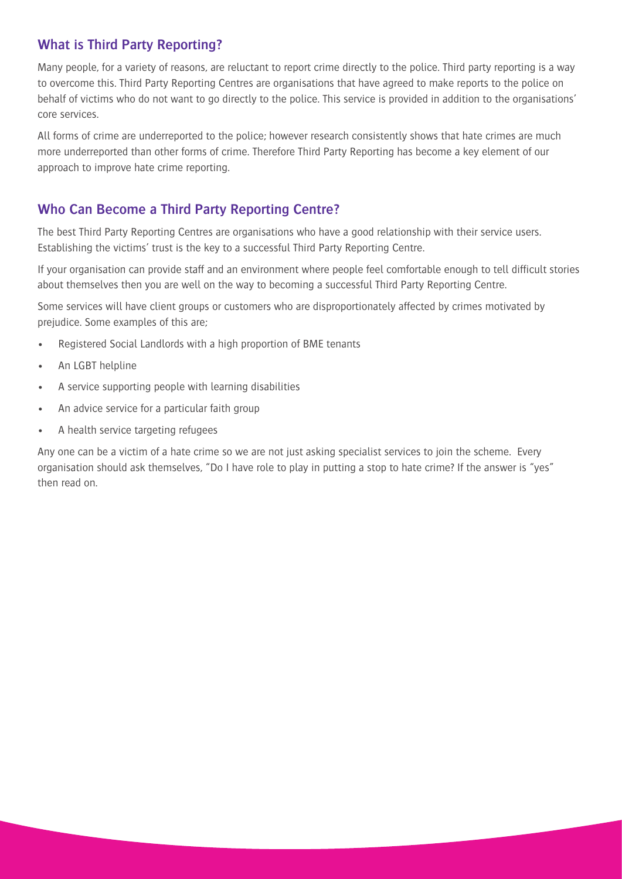## What is Third Party Reporting?

Many people, for a variety of reasons, are reluctant to report crime directly to the police. Third party reporting is a way to overcome this. Third Party Reporting Centres are organisations that have agreed to make reports to the police on behalf of victims who do not want to go directly to the police. This service is provided in addition to the organisations' core services.

All forms of crime are underreported to the police; however research consistently shows that hate crimes are much more underreported than other forms of crime. Therefore Third Party Reporting has become a key element of our approach to improve hate crime reporting.

## Who Can Become a Third Party Reporting Centre?

The best Third Party Reporting Centres are organisations who have a good relationship with their service users. Establishing the victims' trust is the key to a successful Third Party Reporting Centre.

If your organisation can provide staff and an environment where people feel comfortable enough to tell difficult stories about themselves then you are well on the way to becoming a successful Third Party Reporting Centre.

Some services will have client groups or customers who are disproportionately affected by crimes motivated by prejudice. Some examples of this are;

- Registered Social Landlords with a high proportion of BME tenants
- An LGBT helpline
- A service supporting people with learning disabilities
- An advice service for a particular faith group
- A health service targeting refugees

Any one can be a victim of a hate crime so we are not just asking specialist services to join the scheme. Every organisation should ask themselves, "Do I have role to play in putting a stop to hate crime? If the answer is "yes" then read on.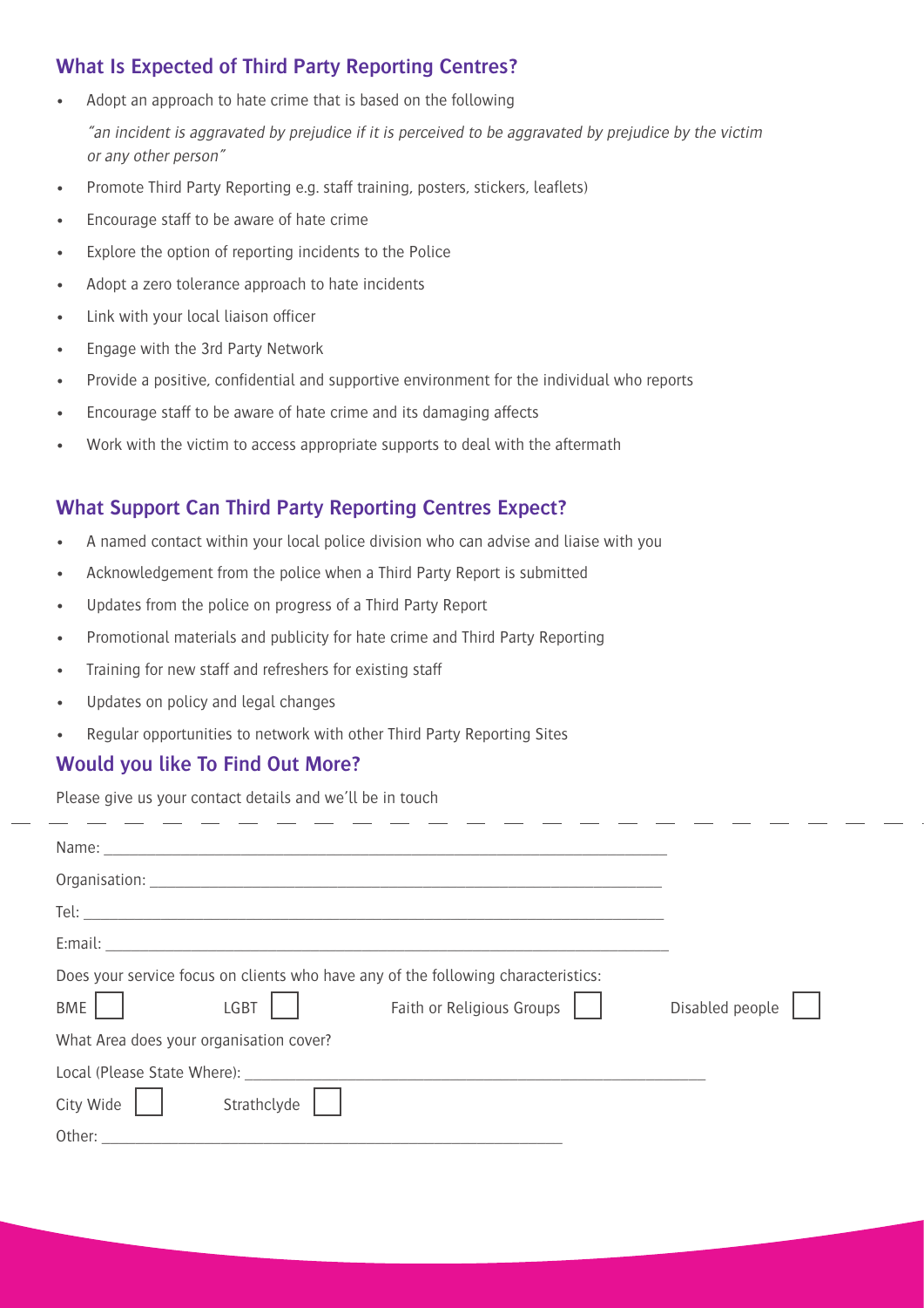## What Is Expected of Third Party Reporting Centres?

- Adopt an approach to hate crime that is based on the following

  *"an incident is aggravated by prejudice if it is perceived to be aggravated by prejudice by the victim or any other person"*

- Promote Third Party Reporting e.g. staff training, posters, stickers, leaflets)
- Encourage staff to be aware of hate crime
- Explore the option of reporting incidents to the Police
- Adopt a zero tolerance approach to hate incidents
- Link with your local liaison officer
- Engage with the 3rd Party Network
- Provide a positive, confidential and supportive environment for the individual who reports
- Encourage staff to be aware of hate crime and its damaging affects
- Work with the victim to access appropriate supports to deal with the aftermath

## What Support Can Third Party Reporting Centres Expect?

- A named contact within your local police division who can advise and liaise with you
- Acknowledgement from the police when a Third Party Report is submitted
- Updates from the police on progress of a Third Party Report
- Promotional materials and publicity for hate crime and Third Party Reporting
- Training for new staff and refreshers for existing staff
- Updates on policy and legal changes
- Regular opportunities to network with other Third Party Reporting Sites

## Would you like To Find Out More?

Please give us your contact details and we'll be in touch

---

Name: ______________________________

Organisation: ______________________________

Tel: ______________________________

E:mail: ______________________________

Does your service focus on clients who have any of the following characteristics:

BME ☐ LGBT ☐ Faith or Religious Groups ☐ Disabled people ☐

What Area does your organisation cover?

Local (Please State Where): ______________________________

City Wide ☐ Strathclyde ☐

Other: ______________________________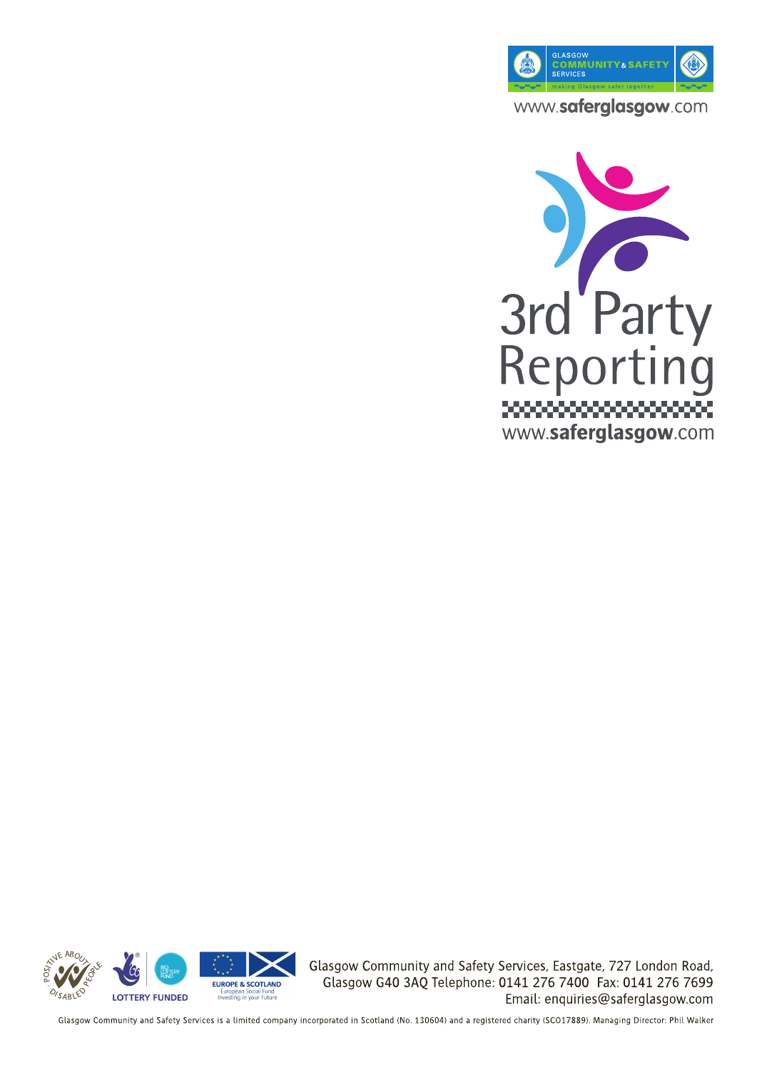GLASGOW COMMUNITY & SAFETY SERVICES

making Glasgow safer together

www.saferglasgow.com

# 3rd Party Reporting

www.saferglasgow.com

POSITIVE ABOUT DISABLED PEOPLE

LOTTERY FUNDED

BIG LOTTERY FUND

EUROPE & SCOTLAND
European Social Fund
Investing in your Future

Glasgow Community and Safety Services, Eastgate, 727 London Road, Glasgow G40 3AQ Telephone: 0141 276 7400 Fax: 0141 276 7699
Email: enquiries@saferglasgow.com

Glasgow Community and Safety Services is a limited company incorporated in Scotland (No. 130604) and a registered charity (SCO17889). Managing Director: Phil Walker